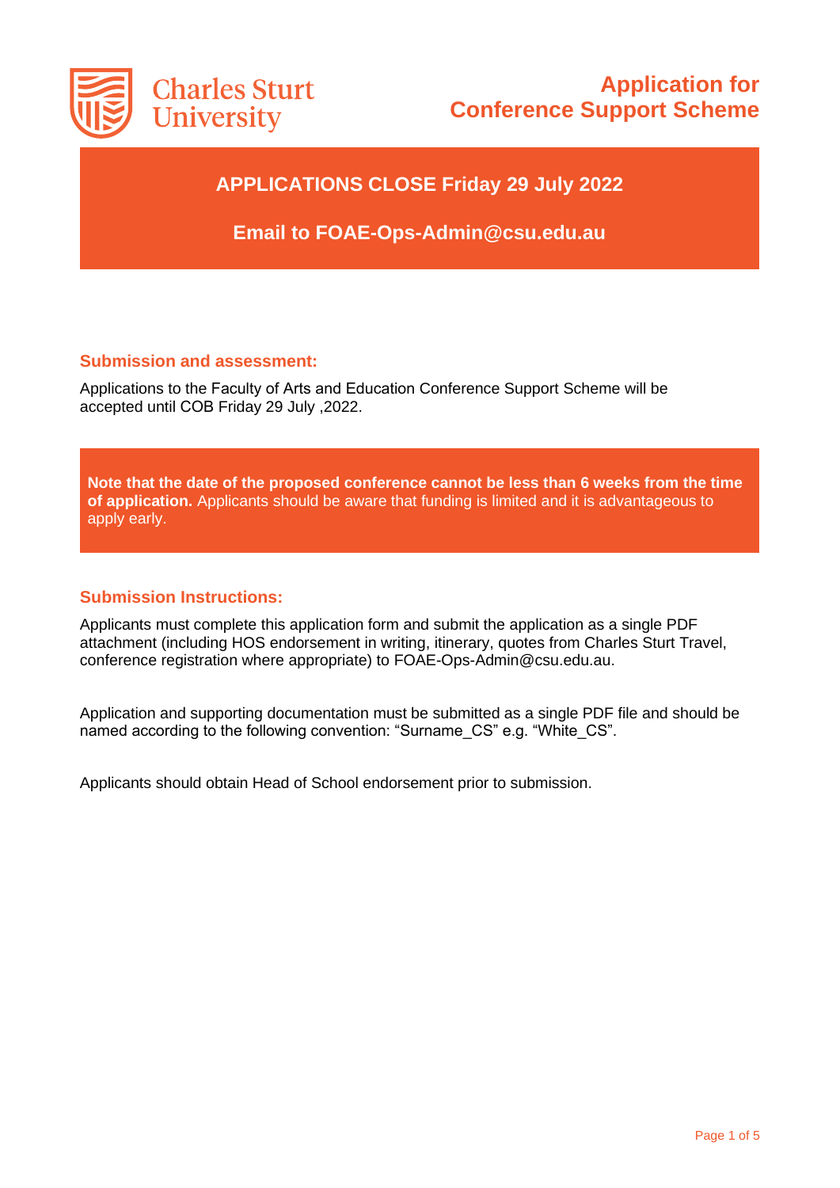Charles Sturt University

# Application for Conference Support Scheme

**APPLICATIONS CLOSE Friday 29 July 2022**

**Email to FOAE-Ops-Admin@csu.edu.au**

## Submission and assessment:

Applications to the Faculty of Arts and Education Conference Support Scheme will be accepted until COB Friday 29 July ,2022.

**Note that the date of the proposed conference cannot be less than 6 weeks from the time of application.** Applicants should be aware that funding is limited and it is advantageous to apply early.

## Submission Instructions:

Applicants must complete this application form and submit the application as a single PDF attachment (including HOS endorsement in writing, itinerary, quotes from Charles Sturt Travel, conference registration where appropriate) to FOAE-Ops-Admin@csu.edu.au.

Application and supporting documentation must be submitted as a single PDF file and should be named according to the following convention: "Surname_CS" e.g. "White_CS".

Applicants should obtain Head of School endorsement prior to submission.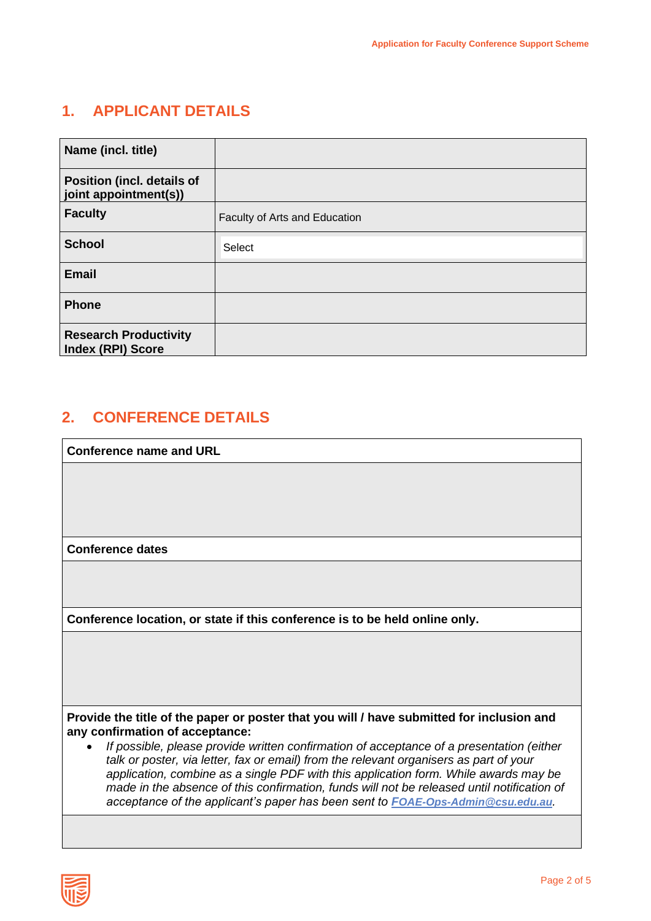## 1. APPLICANT DETAILS

| | |
|---|---|
| **Name (incl. title)** | |
| **Position (incl. details of joint appointment(s))** | |
| **Faculty** | Faculty of Arts and Education |
| **School** | Select |
| **Email** | |
| **Phone** | |
| **Research Productivity Index (RPI) Score** | |

## 2. CONFERENCE DETAILS

| **Conference name and URL** |
|---|
| |
| **Conference dates** |
| |
| **Conference location, or state if this conference is to be held online only.** |
| |
| **Provide the title of the paper or poster that you will / have submitted for inclusion and any confirmation of acceptance:** <br> • *If possible, please provide written confirmation of acceptance of a presentation (either talk or poster, via letter, fax or email) from the relevant organisers as part of your application, combine as a single PDF with this application form. While awards may be made in the absence of this confirmation, funds will not be released until notification of acceptance of the applicant's paper has been sent to* ***FOAE-Ops-Admin@csu.edu.au****.* |
| |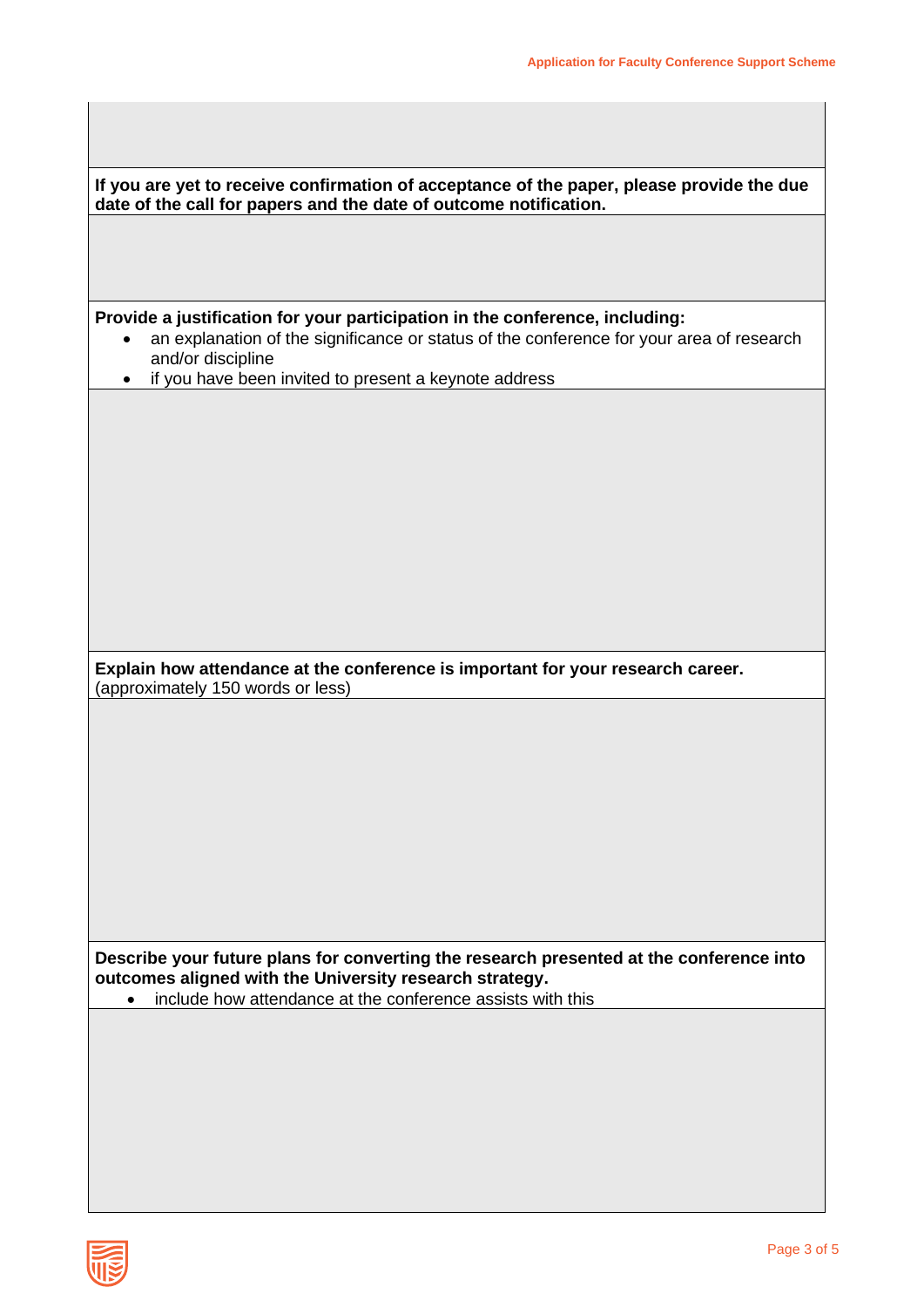**If you are yet to receive confirmation of acceptance of the paper, please provide the due date of the call for papers and the date of outcome notification.**

**Provide a justification for your participation in the conference, including:**

- an explanation of the significance or status of the conference for your area of research and/or discipline
- if you have been invited to present a keynote address

**Explain how attendance at the conference is important for your research career.** (approximately 150 words or less)

**Describe your future plans for converting the research presented at the conference into outcomes aligned with the University research strategy.**

- include how attendance at the conference assists with this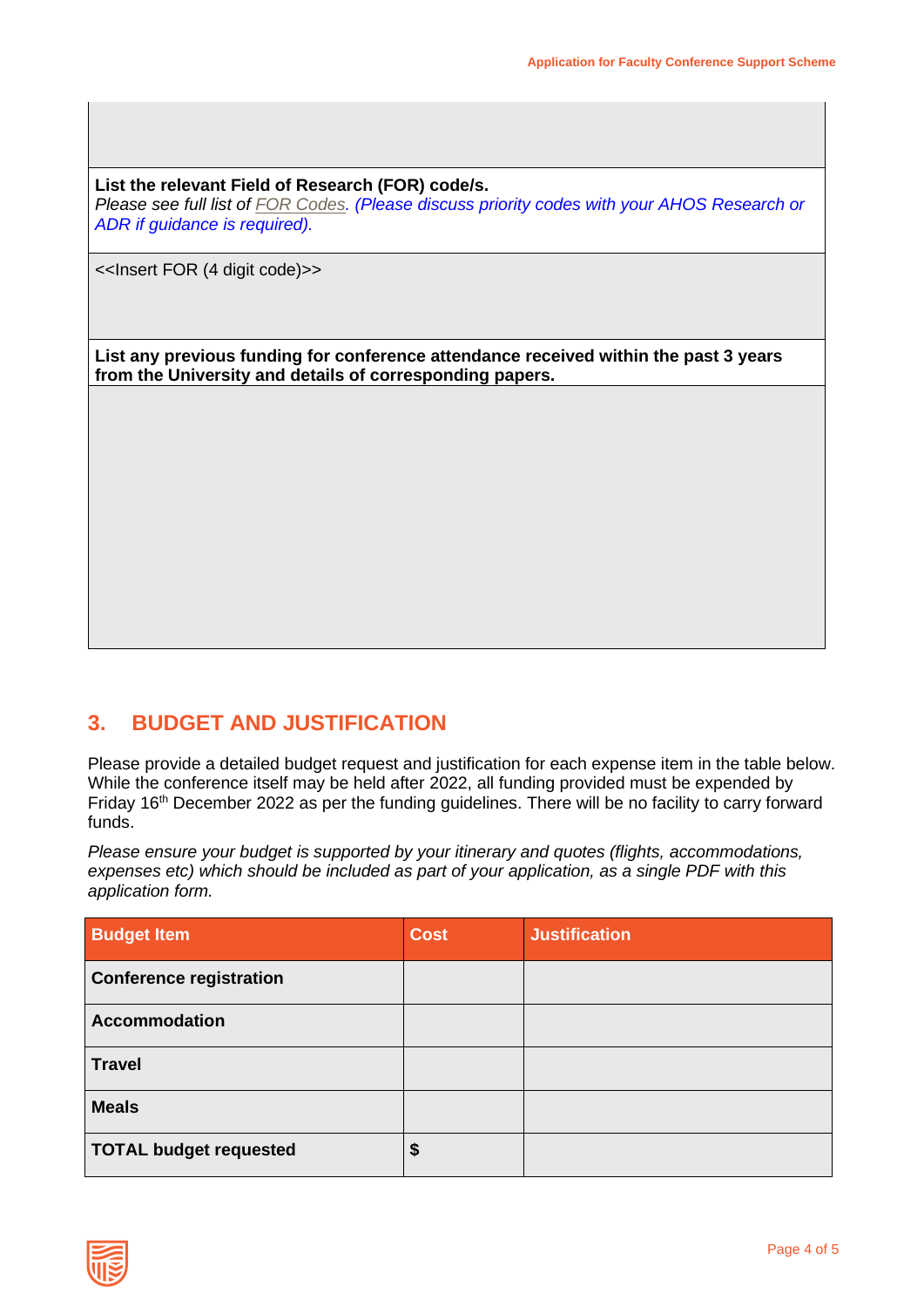**List the relevant Field of Research (FOR) code/s.**
*Please see full list of FOR Codes. (Please discuss priority codes with your AHOS Research or ADR if guidance is required).*

<<Insert FOR (4 digit code)>>

**List any previous funding for conference attendance received within the past 3 years from the University and details of corresponding papers.**

## 3. BUDGET AND JUSTIFICATION

Please provide a detailed budget request and justification for each expense item in the table below. While the conference itself may be held after 2022, all funding provided must be expended by Friday 16th December 2022 as per the funding guidelines. There will be no facility to carry forward funds.

*Please ensure your budget is supported by your itinerary and quotes (flights, accommodations, expenses etc) which should be included as part of your application, as a single PDF with this application form.*

| Budget Item | Cost | Justification |
|---|---|---|
| **Conference registration** | | |
| **Accommodation** | | |
| **Travel** | | |
| **Meals** | | |
| **TOTAL budget requested** | **$** | |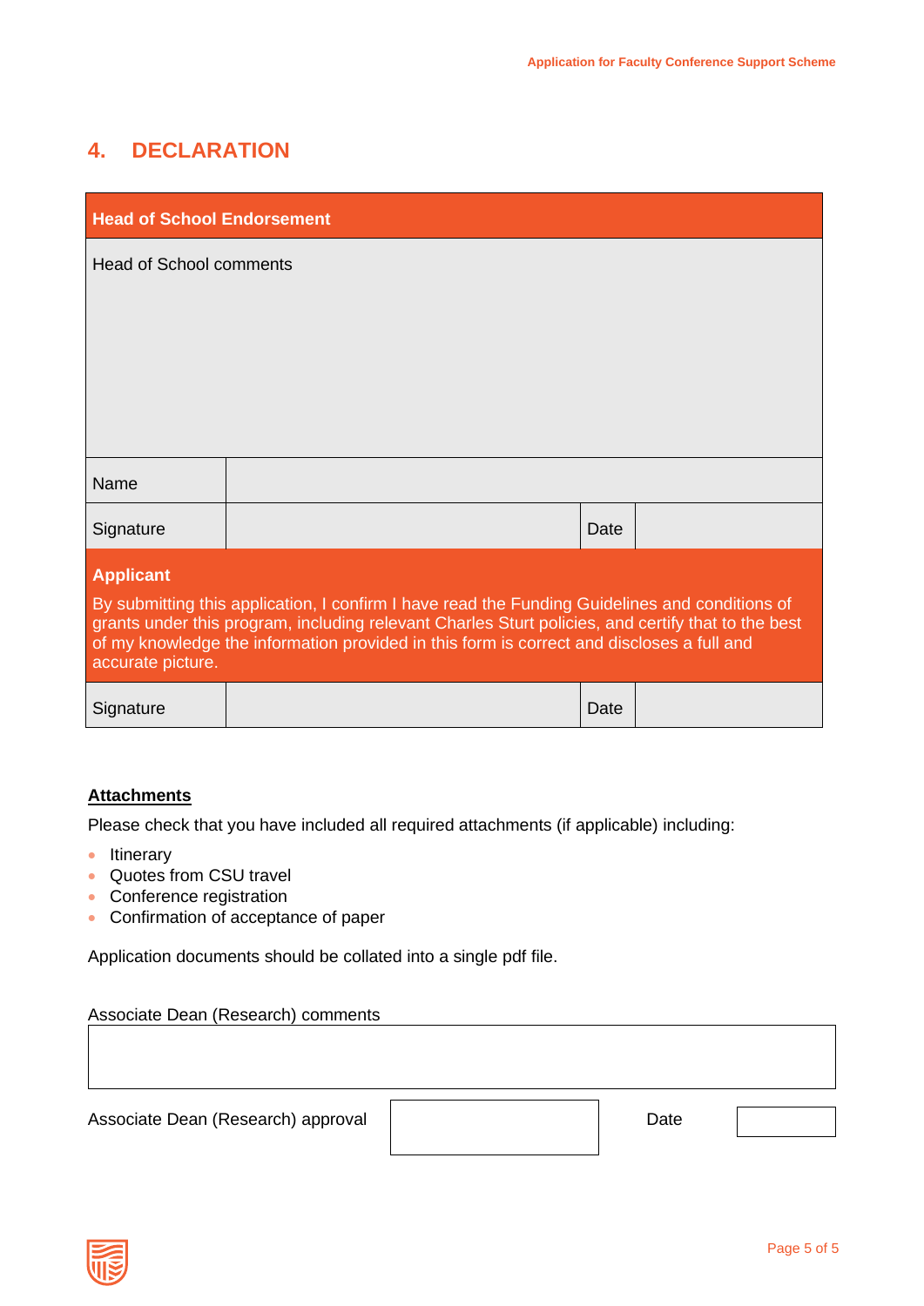## 4. DECLARATION

| | | | |
|---|---|---|---|
| **Head of School Endorsement** | | | |
| Head of School comments | | | |
| Name | | | |
| Signature | | Date | |
| **Applicant** By submitting this application, I confirm I have read the Funding Guidelines and conditions of grants under this program, including relevant Charles Sturt policies, and certify that to the best of my knowledge the information provided in this form is correct and discloses a full and accurate picture. | | | |
| Signature | | Date | |

**Attachments**

Please check that you have included all required attachments (if applicable) including:

- Itinerary
- Quotes from CSU travel
- Conference registration
- Confirmation of acceptance of paper

Application documents should be collated into a single pdf file.

Associate Dean (Research) comments

| |
|---|
| |

| | | | |
|---|---|---|---|
| Associate Dean (Research) approval | | Date | |